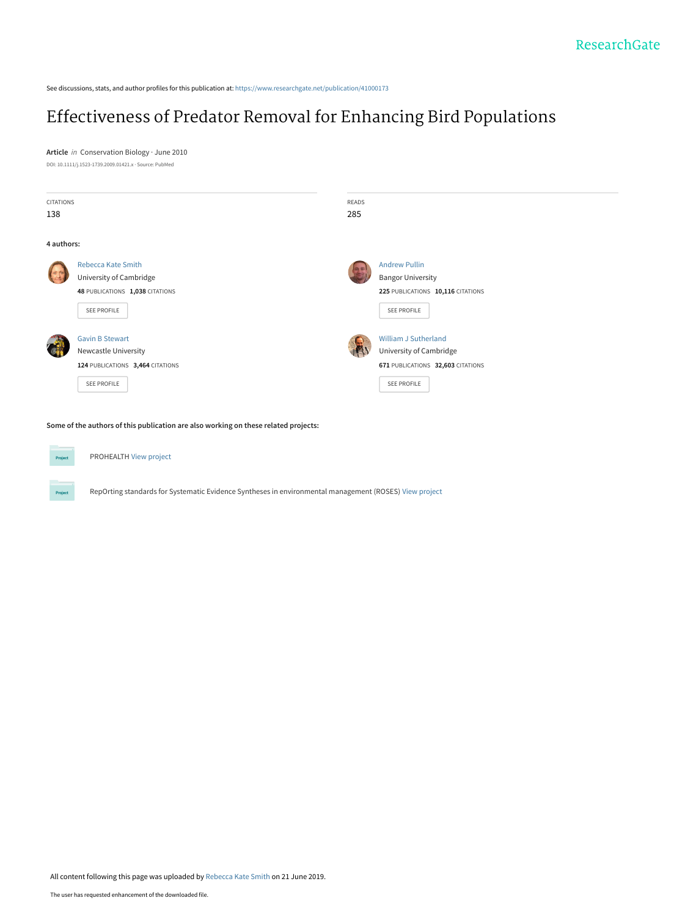ResearchGate

See discussions, stats, and author profiles for this publication at: https://www.researchgate.net/publication/41000173

# Effectiveness of Predator Removal for Enhancing Bird Populations

**Article** *in* Conservation Biology · June 2010

DOI: 10.1111/j.1523-1739.2009.01421.x · Source: PubMed

| CITATIONS | READS |
| --- | --- |
| 138 | 285 |

**4 authors:**

**Rebecca Kate Smith**
University of Cambridge
**48** PUBLICATIONS **1,038** CITATIONS
SEE PROFILE

**Andrew Pullin**
Bangor University
**225** PUBLICATIONS **10,116** CITATIONS
SEE PROFILE

**Gavin B Stewart**
Newcastle University
**124** PUBLICATIONS **3,464** CITATIONS
SEE PROFILE

**William J Sutherland**
University of Cambridge
**671** PUBLICATIONS **32,603** CITATIONS
SEE PROFILE

**Some of the authors of this publication are also working on these related projects:**

Project: PROHEALTH View project

Project: RepOrting standards for Systematic Evidence Syntheses in environmental management (ROSES) View project

All content following this page was uploaded by Rebecca Kate Smith on 21 June 2019.

The user has requested enhancement of the downloaded file.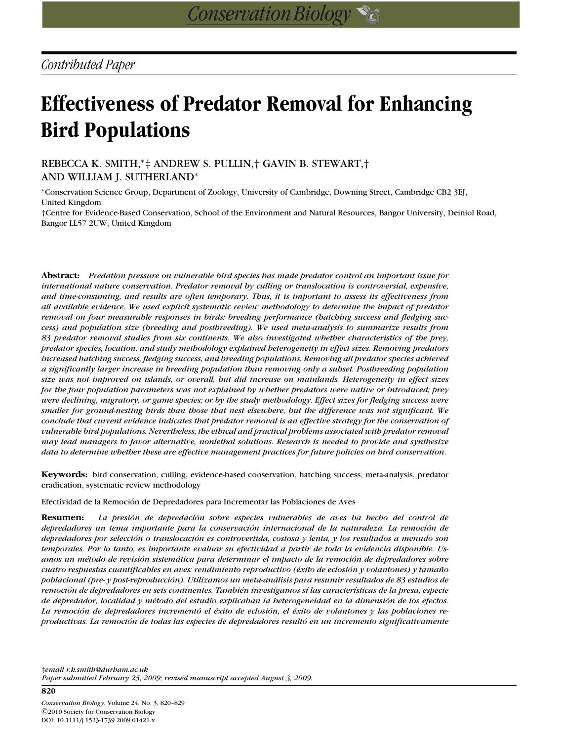Contributed Paper

# Effectiveness of Predator Removal for Enhancing Bird Populations

REBECCA K. SMITH,*‡ ANDREW S. PULLIN,† GAVIN B. STEWART,† AND WILLIAM J. SUTHERLAND*

*Conservation Science Group, Department of Zoology, University of Cambridge, Downing Street, Cambridge CB2 3EJ, United Kingdom

†Centre for Evidence-Based Conservation, School of the Environment and Natural Resources, Bangor University, Deiniol Road, Bangor LL57 2UW, United Kingdom

**Abstract:** *Predation pressure on vulnerable bird species has made predator control an important issue for international nature conservation. Predator removal by culling or translocation is controversial, expensive, and time-consuming, and results are often temporary. Thus, it is important to assess its effectiveness from all available evidence. We used explicit systematic review methodology to determine the impact of predator removal on four measurable responses in birds: breeding performance (hatching success and fledging success) and population size (breeding and postbreeding). We used meta-analysis to summarize results from 83 predator removal studies from six continents. We also investigated whether characteristics of the prey, predator species, location, and study methodology explained heterogeneity in effect sizes. Removing predators increased hatching success, fledging success, and breeding populations. Removing all predator species achieved a significantly larger increase in breeding population than removing only a subset. Postbreeding population size was not improved on islands, or overall, but did increase on mainlands. Heterogeneity in effect sizes for the four population parameters was not explained by whether predators were native or introduced; prey were declining, migratory, or game species; or by the study methodology. Effect sizes for fledging success were smaller for ground-nesting birds than those that nest elsewhere, but the difference was not significant. We conclude that current evidence indicates that predator removal is an effective strategy for the conservation of vulnerable bird populations. Nevertheless, the ethical and practical problems associated with predator removal may lead managers to favor alternative, nonlethal solutions. Research is needed to provide and synthesize data to determine whether these are effective management practices for future policies on bird conservation.*

**Keywords:** bird conservation, culling, evidence-based conservation, hatching success, meta-analysis, predator eradication, systematic review methodology

Efectividad de la Remoción de Depredadores para Incrementar las Poblaciones de Aves

**Resumen:** *La presión de depredación sobre especies vulnerables de aves ha hecho del control de depredadores un tema importante para la conservación internacional de la naturaleza. La remoción de depredadores por selección o translocación es controvertida, costosa y lenta, y los resultados a menudo son temporales. Por lo tanto, es importante evaluar su efectividad a partir de toda la evidencia disponible. Usamos un método de revisión sistemática para determinar el impacto de la remoción de depredadores sobre cuatro respuestas cuantificables en aves: rendimiento reproductivo (éxito de eclosión y volantones) y tamaño poblacional (pre- y post-reproducción). Utilizamos un meta-análisis para resumir resultados de 83 estudios de remoción de depredadores en seis continentes. También investigamos sí las características de la presa, especie de depredador, localidad y método del estudio explicaban la heterogeneidad en la dimensión de los efectos. La remoción de depredadores incrementó el éxito de eclosión, el éxito de volantones y las poblaciones reproductivas. La remoción de todas las especies de depredadores resultó en un incremento significativamente*

‡email r.k.smith@durham.ac.uk
Paper submitted February 25, 2009; revised manuscript accepted August 3, 2009.

©2010 Society for Conservation Biology
DOI: 10.1111/j.1523-1739.2009.01421.x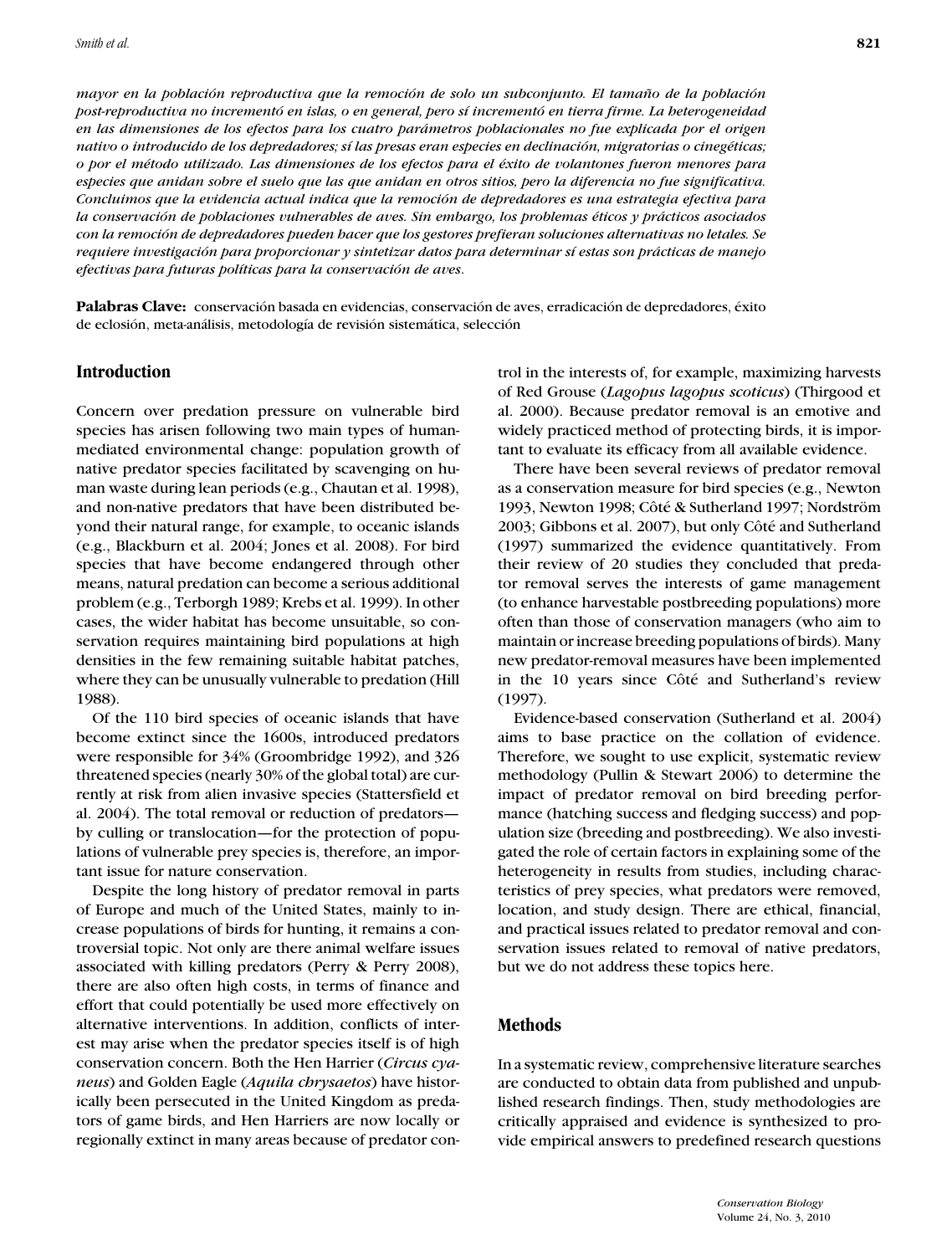*mayor en la población reproductiva que la remoción de solo un subconjunto. El tamaño de la población post-reproductiva no incrementó en islas, o en general, pero sí incrementó en tierra firme. La heterogeneidad en las dimensiones de los efectos para los cuatro parámetros poblacionales no fue explicada por el origen nativo o introducido de los depredadores; sí las presas eran especies en declinación, migratorias o cinegéticas; o por el método utilizado. Las dimensiones de los efectos para el éxito de volantones fueron menores para especies que anidan sobre el suelo que las que anidan en otros sitios, pero la diferencia no fue significativa. Concluimos que la evidencia actual indica que la remoción de depredadores es una estrategia efectiva para la conservación de poblaciones vulnerables de aves. Sin embargo, los problemas éticos y prácticos asociados con la remoción de depredadores pueden hacer que los gestores prefieran soluciones alternativas no letales. Se requiere investigación para proporcionar y sintetizar datos para determinar si estas son prácticas de manejo efectivas para futuras políticas para la conservación de aves.*

**Palabras Clave:** conservación basada en evidencias, conservación de aves, erradicación de depredadores, éxito de eclosión, meta-análisis, metodología de revisión sistemática, selección

## Introduction

Concern over predation pressure on vulnerable bird species has arisen following two main types of human-mediated environmental change: population growth of native predator species facilitated by scavenging on human waste during lean periods (e.g., Chautan et al. 1998), and non-native predators that have been distributed beyond their natural range, for example, to oceanic islands (e.g., Blackburn et al. 2004; Jones et al. 2008). For bird species that have become endangered through other means, natural predation can become a serious additional problem (e.g., Terborgh 1989; Krebs et al. 1999). In other cases, the wider habitat has become unsuitable, so conservation requires maintaining bird populations at high densities in the few remaining suitable habitat patches, where they can be unusually vulnerable to predation (Hill 1988).

Of the 110 bird species of oceanic islands that have become extinct since the 1600s, introduced predators were responsible for 34% (Groombridge 1992), and 326 threatened species (nearly 30% of the global total) are currently at risk from alien invasive species (Stattersfield et al. 2004). The total removal or reduction of predators—by culling or translocation—for the protection of populations of vulnerable prey species is, therefore, an important issue for nature conservation.

Despite the long history of predator removal in parts of Europe and much of the United States, mainly to increase populations of birds for hunting, it remains a controversial topic. Not only are there animal welfare issues associated with killing predators (Perry & Perry 2008), there are also often high costs, in terms of finance and effort that could potentially be used more effectively on alternative interventions. In addition, conflicts of interest may arise when the predator species itself is of high conservation concern. Both the Hen Harrier (*Circus cyaneus*) and Golden Eagle (*Aquila chrysaetos*) have historically been persecuted in the United Kingdom as predators of game birds, and Hen Harriers are now locally or regionally extinct in many areas because of predator control in the interests of, for example, maximizing harvests of Red Grouse (*Lagopus lagopus scoticus*) (Thirgood et al. 2000). Because predator removal is an emotive and widely practiced method of protecting birds, it is important to evaluate its efficacy from all available evidence.

There have been several reviews of predator removal as a conservation measure for bird species (e.g., Newton 1993, Newton 1998; Côté & Sutherland 1997; Nordström 2003; Gibbons et al. 2007), but only Côté and Sutherland (1997) summarized the evidence quantitatively. From their review of 20 studies they concluded that predator removal serves the interests of game management (to enhance harvestable postbreeding populations) more often than those of conservation managers (who aim to maintain or increase breeding populations of birds). Many new predator-removal measures have been implemented in the 10 years since Côté and Sutherland's review (1997).

Evidence-based conservation (Sutherland et al. 2004) aims to base practice on the collation of evidence. Therefore, we sought to use explicit, systematic review methodology (Pullin & Stewart 2006) to determine the impact of predator removal on bird breeding performance (hatching success and fledging success) and population size (breeding and postbreeding). We also investigated the role of certain factors in explaining some of the heterogeneity in results from studies, including characteristics of prey species, what predators were removed, location, and study design. There are ethical, financial, and practical issues related to predator removal and conservation issues related to removal of native predators, but we do not address these topics here.

## Methods

In a systematic review, comprehensive literature searches are conducted to obtain data from published and unpublished research findings. Then, study methodologies are critically appraised and evidence is synthesized to provide empirical answers to predefined research questions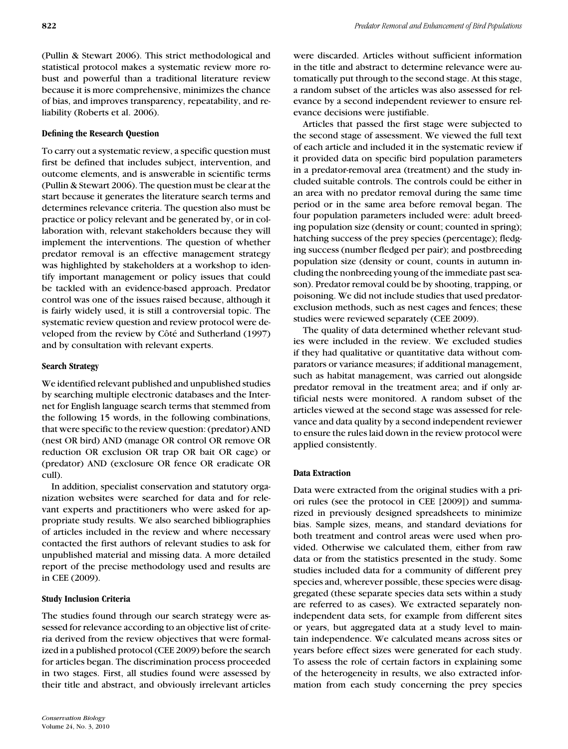(Pullin & Stewart 2006). This strict methodological and statistical protocol makes a systematic review more robust and powerful than a traditional literature review because it is more comprehensive, minimizes the chance of bias, and improves transparency, repeatability, and reliability (Roberts et al. 2006).

### Defining the Research Question

To carry out a systematic review, a specific question must first be defined that includes subject, intervention, and outcome elements, and is answerable in scientific terms (Pullin & Stewart 2006). The question must be clear at the start because it generates the literature search terms and determines relevance criteria. The question also must be practice or policy relevant and be generated by, or in collaboration with, relevant stakeholders because they will implement the interventions. The question of whether predator removal is an effective management strategy was highlighted by stakeholders at a workshop to identify important management or policy issues that could be tackled with an evidence-based approach. Predator control was one of the issues raised because, although it is fairly widely used, it is still a controversial topic. The systematic review question and review protocol were developed from the review by Côté and Sutherland (1997) and by consultation with relevant experts.

### Search Strategy

We identified relevant published and unpublished studies by searching multiple electronic databases and the Internet for English language search terms that stemmed from the following 15 words, in the following combinations, that were specific to the review question: (predator) AND (nest OR bird) AND (manage OR control OR remove OR reduction OR exclusion OR trap OR bait OR cage) or (predator) AND (exclosure OR fence OR eradicate OR cull).

In addition, specialist conservation and statutory organization websites were searched for data and for relevant experts and practitioners who were asked for appropriate study results. We also searched bibliographies of articles included in the review and where necessary contacted the first authors of relevant studies to ask for unpublished material and missing data. A more detailed report of the precise methodology used and results are in CEE (2009).

### Study Inclusion Criteria

The studies found through our search strategy were assessed for relevance according to an objective list of criteria derived from the review objectives that were formalized in a published protocol (CEE 2009) before the search for articles began. The discrimination process proceeded in two stages. First, all studies found were assessed by their title and abstract, and obviously irrelevant articles were discarded. Articles without sufficient information in the title and abstract to determine relevance were automatically put through to the second stage. At this stage, a random subset of the articles was also assessed for relevance by a second independent reviewer to ensure relevance decisions were justifiable.

Articles that passed the first stage were subjected to the second stage of assessment. We viewed the full text of each article and included it in the systematic review if it provided data on specific bird population parameters in a predator-removal area (treatment) and the study included suitable controls. The controls could be either in an area with no predator removal during the same time period or in the same area before removal began. The four population parameters included were: adult breeding population size (density or count; counted in spring); hatching success of the prey species (percentage); fledging success (number fledged per pair); and postbreeding population size (density or count, counts in autumn including the nonbreeding young of the immediate past season). Predator removal could be by shooting, trapping, or poisoning. We did not include studies that used predator-exclusion methods, such as nest cages and fences; these studies were reviewed separately (CEE 2009).

The quality of data determined whether relevant studies were included in the review. We excluded studies if they had qualitative or quantitative data without comparators or variance measures; if additional management, such as habitat management, was carried out alongside predator removal in the treatment area; and if only artificial nests were monitored. A random subset of the articles viewed at the second stage was assessed for relevance and data quality by a second independent reviewer to ensure the rules laid down in the review protocol were applied consistently.

### Data Extraction

Data were extracted from the original studies with a priori rules (see the protocol in CEE [2009]) and summarized in previously designed spreadsheets to minimize bias. Sample sizes, means, and standard deviations for both treatment and control areas were used when provided. Otherwise we calculated them, either from raw data or from the statistics presented in the study. Some studies included data for a community of different prey species and, wherever possible, these species were disaggregated (these separate species data sets within a study are referred to as cases). We extracted separately nonindependent data sets, for example from different sites or years, but aggregated data at a study level to maintain independence. We calculated means across sites or years before effect sizes were generated for each study. To assess the role of certain factors in explaining some of the heterogeneity in results, we also extracted information from each study concerning the prey species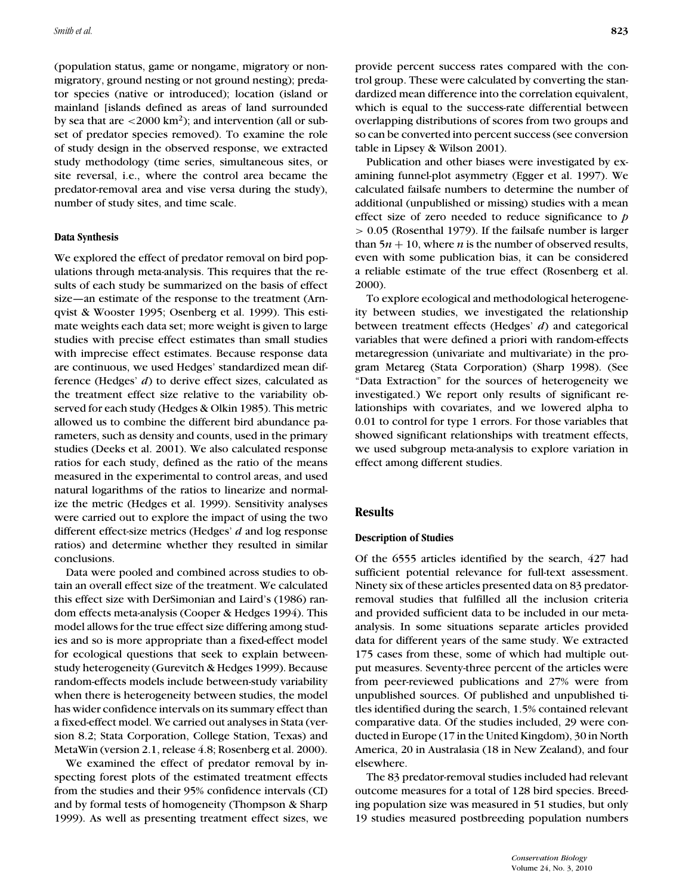(population status, game or nongame, migratory or nonmigratory, ground nesting or not ground nesting); predator species (native or introduced); location (island or mainland [islands defined as areas of land surrounded by sea that are $<2000$ km$^2$); and intervention (all or subset of predator species removed). To examine the role of study design in the observed response, we extracted study methodology (time series, simultaneous sites, or site reversal, i.e., where the control area became the predator-removal area and vise versa during the study), number of study sites, and time scale.

### Data Synthesis

We explored the effect of predator removal on bird populations through meta-analysis. This requires that the results of each study be summarized on the basis of effect size—an estimate of the response to the treatment (Arnqvist & Wooster 1995; Osenberg et al. 1999). This estimate weights each data set; more weight is given to large studies with precise effect estimates than small studies with imprecise effect estimates. Because response data are continuous, we used Hedges' standardized mean difference (Hedges' *d*) to derive effect sizes, calculated as the treatment effect size relative to the variability observed for each study (Hedges & Olkin 1985). This metric allowed us to combine the different bird abundance parameters, such as density and counts, used in the primary studies (Deeks et al. 2001). We also calculated response ratios for each study, defined as the ratio of the means measured in the experimental to control areas, and used natural logarithms of the ratios to linearize and normalize the metric (Hedges et al. 1999). Sensitivity analyses were carried out to explore the impact of using the two different effect-size metrics (Hedges' *d* and log response ratios) and determine whether they resulted in similar conclusions.

Data were pooled and combined across studies to obtain an overall effect size of the treatment. We calculated this effect size with DerSimonian and Laird's (1986) random effects meta-analysis (Cooper & Hedges 1994). This model allows for the true effect size differing among studies and so is more appropriate than a fixed-effect model for ecological questions that seek to explain between-study heterogeneity (Gurevitch & Hedges 1999). Because random-effects models include between-study variability when there is heterogeneity between studies, the model has wider confidence intervals on its summary effect than a fixed-effect model. We carried out analyses in Stata (version 8.2; Stata Corporation, College Station, Texas) and MetaWin (version 2.1, release 4.8; Rosenberg et al. 2000).

We examined the effect of predator removal by inspecting forest plots of the estimated treatment effects from the studies and their 95% confidence intervals (CI) and by formal tests of homogeneity (Thompson & Sharp 1999). As well as presenting treatment effect sizes, we provide percent success rates compared with the control group. These were calculated by converting the standardized mean difference into the correlation equivalent, which is equal to the success-rate differential between overlapping distributions of scores from two groups and so can be converted into percent success (see conversion table in Lipsey & Wilson 2001).

Publication and other biases were investigated by examining funnel-plot asymmetry (Egger et al. 1997). We calculated failsafe numbers to determine the number of additional (unpublished or missing) studies with a mean effect size of zero needed to reduce significance to $p > 0.05$ (Rosenthal 1979). If the failsafe number is larger than $5n + 10$, where $n$ is the number of observed results, even with some publication bias, it can be considered a reliable estimate of the true effect (Rosenberg et al. 2000).

To explore ecological and methodological heterogeneity between studies, we investigated the relationship between treatment effects (Hedges' *d*) and categorical variables that were defined a priori with random-effects metaregression (univariate and multivariate) in the program Metareg (Stata Corporation) (Sharp 1998). (See "Data Extraction" for the sources of heterogeneity we investigated.) We report only results of significant relationships with covariates, and we lowered alpha to 0.01 to control for type 1 errors. For those variables that showed significant relationships with treatment effects, we used subgroup meta-analysis to explore variation in effect among different studies.

## Results

### Description of Studies

Of the 6555 articles identified by the search, 427 had sufficient potential relevance for full-text assessment. Ninety six of these articles presented data on 83 predator-removal studies that fulfilled all the inclusion criteria and provided sufficient data to be included in our meta-analysis. In some situations separate articles provided data for different years of the same study. We extracted 175 cases from these, some of which had multiple output measures. Seventy-three percent of the articles were from peer-reviewed publications and 27% were from unpublished sources. Of published and unpublished titles identified during the search, 1.5% contained relevant comparative data. Of the studies included, 29 were conducted in Europe (17 in the United Kingdom), 30 in North America, 20 in Australasia (18 in New Zealand), and four elsewhere.

The 83 predator-removal studies included had relevant outcome measures for a total of 128 bird species. Breeding population size was measured in 51 studies, but only 19 studies measured postbreeding population numbers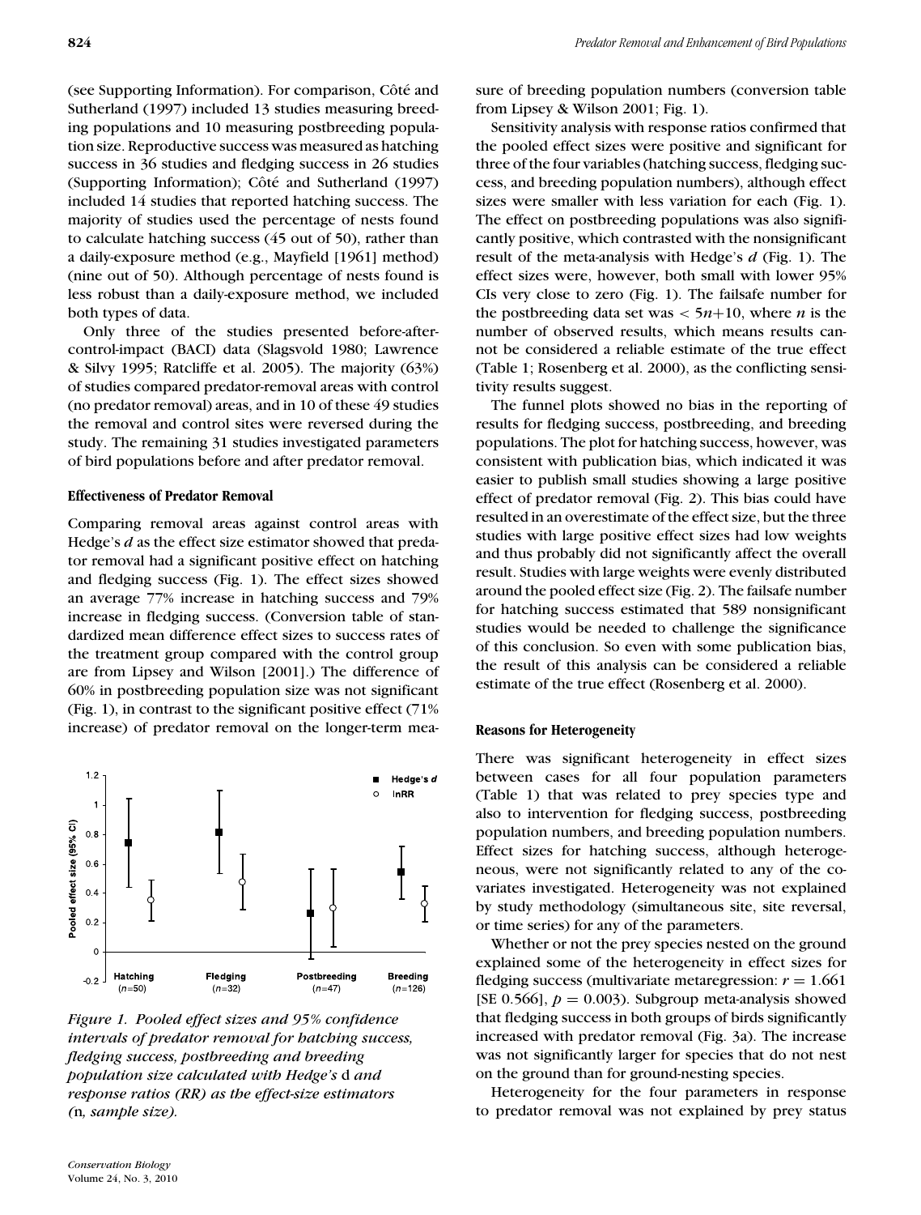(see Supporting Information). For comparison, Côté and Sutherland (1997) included 13 studies measuring breeding populations and 10 measuring postbreeding population size. Reproductive success was measured as hatching success in 36 studies and fledging success in 26 studies (Supporting Information); Côté and Sutherland (1997) included 14 studies that reported hatching success. The majority of studies used the percentage of nests found to calculate hatching success (45 out of 50), rather than a daily-exposure method (e.g., Mayfield [1961] method) (nine out of 50). Although percentage of nests found is less robust than a daily-exposure method, we included both types of data.

Only three of the studies presented before-after-control-impact (BACI) data (Slagsvold 1980; Lawrence & Silvy 1995; Ratcliffe et al. 2005). The majority (63%) of studies compared predator-removal areas with control (no predator removal) areas, and in 10 of these 49 studies the removal and control sites were reversed during the study. The remaining 31 studies investigated parameters of bird populations before and after predator removal.

### Effectiveness of Predator Removal

Comparing removal areas against control areas with Hedge's $d$ as the effect size estimator showed that predator removal had a significant positive effect on hatching and fledging success (Fig. 1). The effect sizes showed an average 77% increase in hatching success and 79% increase in fledging success. (Conversion table of standardized mean difference effect sizes to success rates of the treatment group compared with the control group are from Lipsey and Wilson [2001].) The difference of 60% in postbreeding population size was not significant (Fig. 1), in contrast to the significant positive effect (71% increase) of predator removal on the longer-term measure of breeding population numbers (conversion table from Lipsey & Wilson 2001; Fig. 1).

*Figure 1. Pooled effect sizes and 95% confidence intervals of predator removal for hatching success, fledging success, postbreeding and breeding population size calculated with Hedge's* d *and response ratios (RR) as the effect-size estimators (*n*, sample size).*

Sensitivity analysis with response ratios confirmed that the pooled effect sizes were positive and significant for three of the four variables (hatching success, fledging success, and breeding population numbers), although effect sizes were smaller with less variation for each (Fig. 1). The effect on postbreeding populations was also significantly positive, which contrasted with the nonsignificant result of the meta-analysis with Hedge's $d$ (Fig. 1). The effect sizes were, however, both small with lower 95% CIs very close to zero (Fig. 1). The failsafe number for the postbreeding data set was $< 5n+10$, where $n$ is the number of observed results, which means results cannot be considered a reliable estimate of the true effect (Table 1; Rosenberg et al. 2000), as the conflicting sensitivity results suggest.

The funnel plots showed no bias in the reporting of results for fledging success, postbreeding, and breeding populations. The plot for hatching success, however, was consistent with publication bias, which indicated it was easier to publish small studies showing a large positive effect of predator removal (Fig. 2). This bias could have resulted in an overestimate of the effect size, but the three studies with large positive effect sizes had low weights and thus probably did not significantly affect the overall result. Studies with large weights were evenly distributed around the pooled effect size (Fig. 2). The failsafe number for hatching success estimated that 589 nonsignificant studies would be needed to challenge the significance of this conclusion. So even with some publication bias, the result of this analysis can be considered a reliable estimate of the true effect (Rosenberg et al. 2000).

### Reasons for Heterogeneity

There was significant heterogeneity in effect sizes between cases for all four population parameters (Table 1) that was related to prey species type and also to intervention for fledging success, postbreeding population numbers, and breeding population numbers. Effect sizes for hatching success, although heterogeneous, were not significantly related to any of the covariates investigated. Heterogeneity was not explained by study methodology (simultaneous site, site reversal, or time series) for any of the parameters.

Whether or not the prey species nested on the ground explained some of the heterogeneity in effect sizes for fledging success (multivariate metaregression: $r = 1.661$ [SE 0.566], $p = 0.003$). Subgroup meta-analysis showed that fledging success in both groups of birds significantly increased with predator removal (Fig. 3a). The increase was not significantly larger for species that do not nest on the ground than for ground-nesting species.

Heterogeneity for the four parameters in response to predator removal was not explained by prey status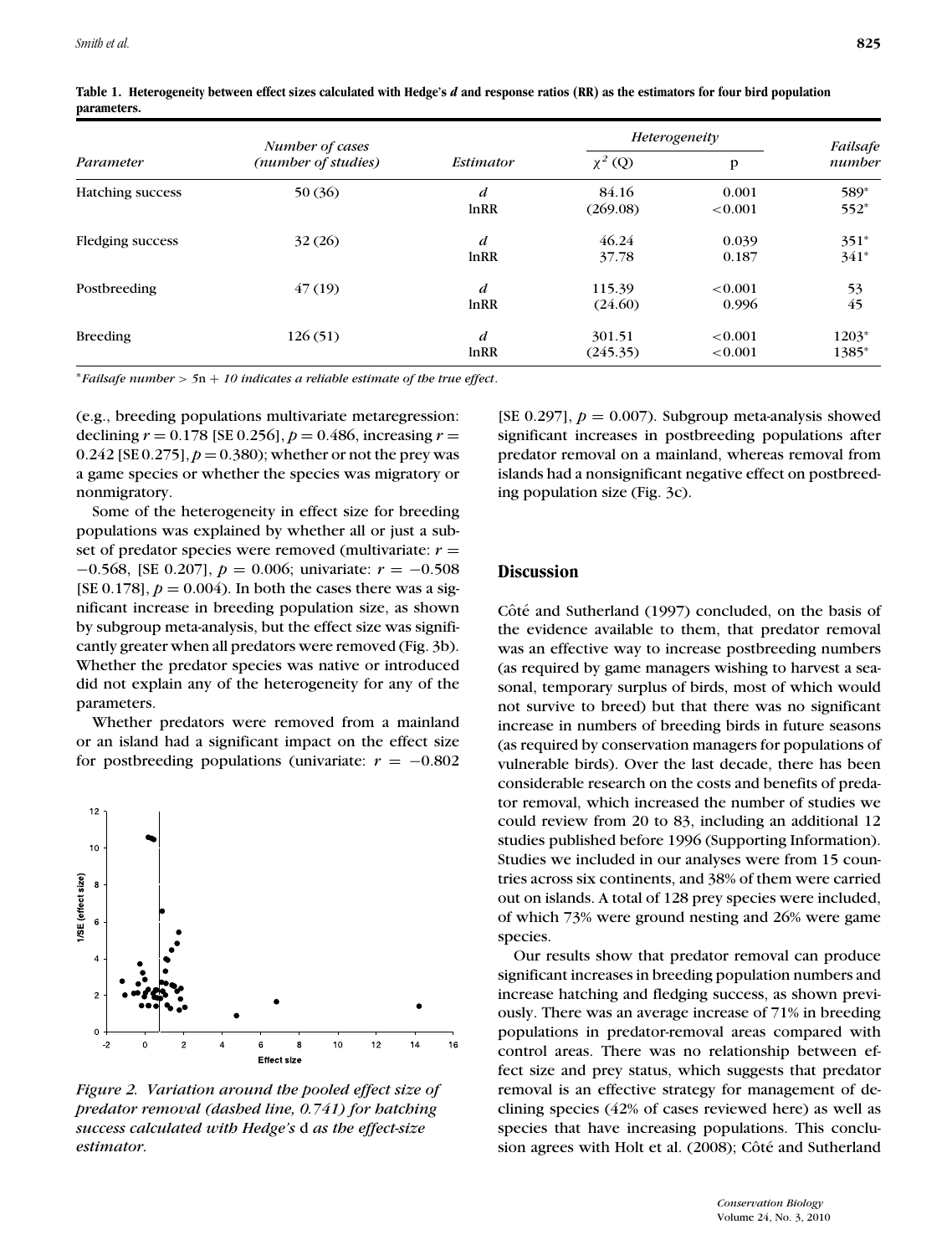**Table 1. Heterogeneity between effect sizes calculated with Hedge's *d* and response ratios (RR) as the estimators for four bird population parameters.**

| Parameter | Number of cases (number of studies) | Estimator | Heterogeneity | | Failsafe number |
|---|---|---|---|---|---|
| | | | $\chi^2$ (Q) | p | |
| Hatching success | 50 (36) | *d* | 84.16 | 0.001 | 589* |
| | | lnRR | (269.08) | <0.001 | 552* |
| Fledging success | 32 (26) | *d* | 46.24 | 0.039 | 351* |
| | | lnRR | 37.78 | 0.187 | 341* |
| Postbreeding | 47 (19) | *d* | 115.39 | <0.001 | 53 |
| | | lnRR | (24.60) | 0.996 | 45 |
| Breeding | 126 (51) | *d* | 301.51 | <0.001 | 1203* |
| | | lnRR | (245.35) | <0.001 | 1385* |

**Failsafe number* $> 5n + 10$ *indicates a reliable estimate of the true effect.*

(e.g., breeding populations multivariate metaregression: declining $r = 0.178$ [SE 0.256], $p = 0.486$, increasing $r = 0.242$ [SE 0.275], $p = 0.380$); whether or not the prey was a game species or whether the species was migratory or nonmigratory.

Some of the heterogeneity in effect size for breeding populations was explained by whether all or just a subset of predator species were removed (multivariate: $r = -0.568$, [SE 0.207], $p = 0.006$; univariate: $r = -0.508$ [SE 0.178], $p = 0.004$). In both the cases there was a significant increase in breeding population size, as shown by subgroup meta-analysis, but the effect size was significantly greater when all predators were removed (Fig. 3b). Whether the predator species was native or introduced did not explain any of the heterogeneity for any of the parameters.

Whether predators were removed from a mainland or an island had a significant impact on the effect size for postbreeding populations (univariate: $r = -0.802$ [SE 0.297], $p = 0.007$). Subgroup meta-analysis showed significant increases in postbreeding populations after predator removal on a mainland, whereas removal from islands had a nonsignificant negative effect on postbreeding population size (Fig. 3c).

*Figure 2. Variation around the pooled effect size of predator removal (dashed line, 0.741) for hatching success calculated with Hedge's* d *as the effect-size estimator.*

## Discussion

Côté and Sutherland (1997) concluded, on the basis of the evidence available to them, that predator removal was an effective way to increase postbreeding numbers (as required by game managers wishing to harvest a seasonal, temporary surplus of birds, most of which would not survive to breed) but that there was no significant increase in numbers of breeding birds in future seasons (as required by conservation managers for populations of vulnerable birds). Over the last decade, there has been considerable research on the costs and benefits of predator removal, which increased the number of studies we could review from 20 to 83, including an additional 12 studies published before 1996 (Supporting Information). Studies we included in our analyses were from 15 countries across six continents, and 38% of them were carried out on islands. A total of 128 prey species were included, of which 73% were ground nesting and 26% were game species.

Our results show that predator removal can produce significant increases in breeding population numbers and increase hatching and fledging success, as shown previously. There was an average increase of 71% in breeding populations in predator-removal areas compared with control areas. There was no relationship between effect size and prey status, which suggests that predator removal is an effective strategy for management of declining species (42% of cases reviewed here) as well as species that have increasing populations. This conclusion agrees with Holt et al. (2008); Côté and Sutherland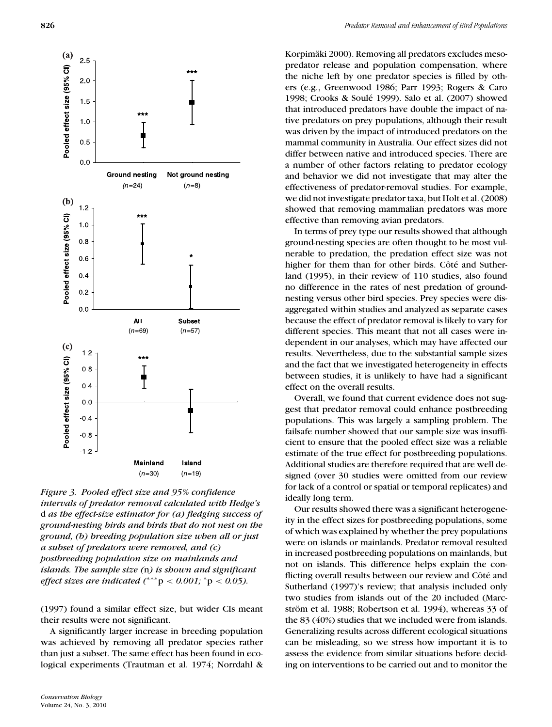(a)

Pooled effect size (95% CI)

2.5
2.0
1.5
1.0
0.5
0.0

***
***

Ground nesting (n=24)
Not ground nesting (n=8)

(b)

Pooled effect size (95% CI)

1.2
1.0
0.8
0.6
0.4
0.2
0.0

***
*

All (n=69)
Subset (n=57)

(c)

Pooled effect size (95% CI)

1.2
0.8
0.4
0.0
-0.4
-0.8
-1.2

***

Mainland (n=30)
Island (n=19)

*Figure 3. Pooled effect size and 95% confidence intervals of predator removal calculated with Hedge's* d *as the effect-size estimator for (a) fledging success of ground-nesting birds and birds that do not nest on the ground, (b) breeding population size when all or just a subset of predators were removed, and (c) postbreeding population size on mainlands and islands. The sample size (*n*) is shown and significant effect sizes are indicated (*** $p < 0.001$; * $p < 0.05$).*

(1997) found a similar effect size, but wider CIs meant their results were not significant.

A significantly larger increase in breeding population was achieved by removing all predator species rather than just a subset. The same effect has been found in ecological experiments (Trautman et al. 1974; Norrdahl & Korpimäki 2000). Removing all predators excludes mesopredator release and population compensation, where the niche left by one predator species is filled by others (e.g., Greenwood 1986; Parr 1993; Rogers & Caro 1998; Crooks & Soulé 1999). Salo et al. (2007) showed that introduced predators have double the impact of native predators on prey populations, although their result was driven by the impact of introduced predators on the mammal community in Australia. Our effect sizes did not differ between native and introduced species. There are a number of other factors relating to predator ecology and behavior we did not investigate that may alter the effectiveness of predator-removal studies. For example, we did not investigate predator taxa, but Holt et al. (2008) showed that removing mammalian predators was more effective than removing avian predators.

In terms of prey type our results showed that although ground-nesting species are often thought to be most vulnerable to predation, the predation effect size was not higher for them than for other birds. Côté and Sutherland (1995), in their review of 110 studies, also found no difference in the rates of nest predation of ground-nesting versus other bird species. Prey species were disaggregated within studies and analyzed as separate cases because the effect of predator removal is likely to vary for different species. This meant that not all cases were independent in our analyses, which may have affected our results. Nevertheless, due to the substantial sample sizes and the fact that we investigated heterogeneity in effects between studies, it is unlikely to have had a significant effect on the overall results.

Overall, we found that current evidence does not suggest that predator removal could enhance postbreeding populations. This was largely a sampling problem. The failsafe number showed that our sample size was insufficient to ensure that the pooled effect size was a reliable estimate of the true effect for postbreeding populations. Additional studies are therefore required that are well designed (over 30 studies were omitted from our review for lack of a control or spatial or temporal replicates) and ideally long term.

Our results showed there was a significant heterogeneity in the effect sizes for postbreeding populations, some of which was explained by whether the prey populations were on islands or mainlands. Predator removal resulted in increased postbreeding populations on mainlands, but not on islands. This difference helps explain the conflicting overall results between our review and Côté and Sutherland (1997)'s review; that analysis included only two studies from islands out of the 20 included (Marcström et al. 1988; Robertson et al. 1994), whereas 33 of the 83 (40%) studies that we included were from islands. Generalizing results across different ecological situations can be misleading, so we stress how important it is to assess the evidence from similar situations before deciding on interventions to be carried out and to monitor the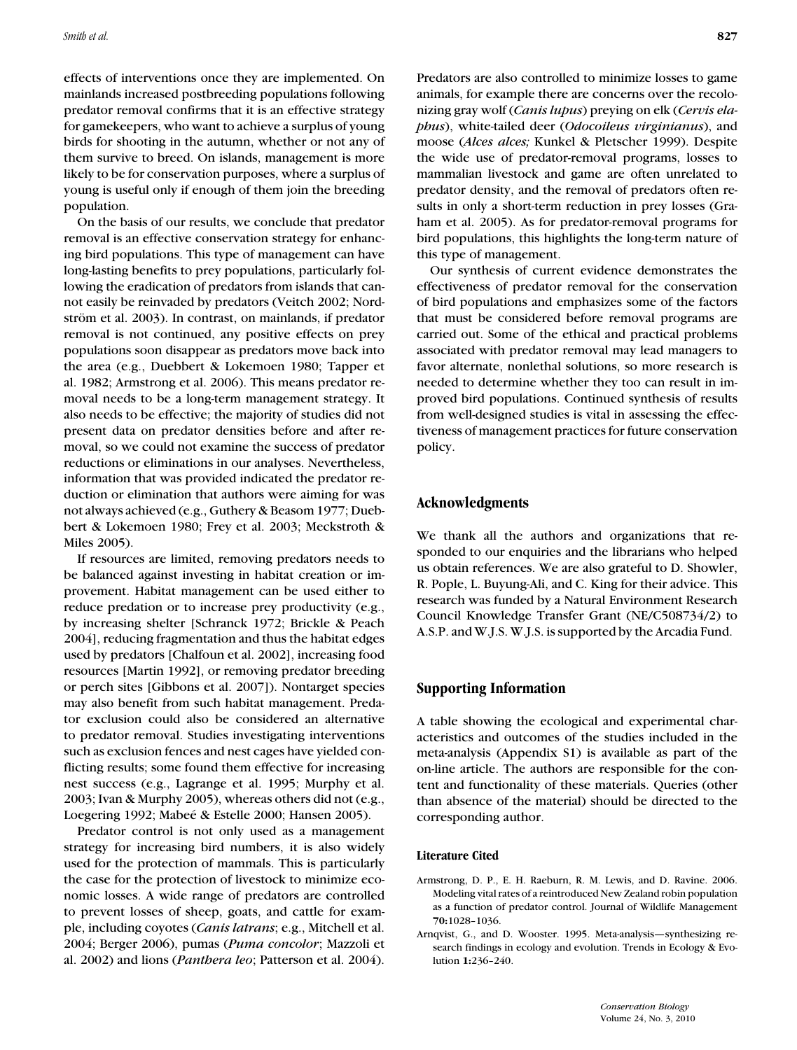effects of interventions once they are implemented. On mainlands increased postbreeding populations following predator removal confirms that it is an effective strategy for gamekeepers, who want to achieve a surplus of young birds for shooting in the autumn, whether or not any of them survive to breed. On islands, management is more likely to be for conservation purposes, where a surplus of young is useful only if enough of them join the breeding population.

On the basis of our results, we conclude that predator removal is an effective conservation strategy for enhancing bird populations. This type of management can have long-lasting benefits to prey populations, particularly following the eradication of predators from islands that cannot easily be reinvaded by predators (Veitch 2002; Nordström et al. 2003). In contrast, on mainlands, if predator removal is not continued, any positive effects on prey populations soon disappear as predators move back into the area (e.g., Duebbert & Lokemoen 1980; Tapper et al. 1982; Armstrong et al. 2006). This means predator removal needs to be a long-term management strategy. It also needs to be effective; the majority of studies did not present data on predator densities before and after removal, so we could not examine the success of predator reductions or eliminations in our analyses. Nevertheless, information that was provided indicated the predator reduction or elimination that authors were aiming for was not always achieved (e.g., Guthery & Beasom 1977; Duebbert & Lokemoen 1980; Frey et al. 2003; Meckstroth & Miles 2005).

If resources are limited, removing predators needs to be balanced against investing in habitat creation or improvement. Habitat management can be used either to reduce predation or to increase prey productivity (e.g., by increasing shelter [Schranck 1972; Brickle & Peach 2004], reducing fragmentation and thus the habitat edges used by predators [Chalfoun et al. 2002], increasing food resources [Martin 1992], or removing predator breeding or perch sites [Gibbons et al. 2007]). Nontarget species may also benefit from such habitat management. Predator exclusion could also be considered an alternative to predator removal. Studies investigating interventions such as exclusion fences and nest cages have yielded conflicting results; some found them effective for increasing nest success (e.g., Lagrange et al. 1995; Murphy et al. 2003; Ivan & Murphy 2005), whereas others did not (e.g., Loegering 1992; Mabeé & Estelle 2000; Hansen 2005).

Predator control is not only used as a management strategy for increasing bird numbers, it is also widely used for the protection of mammals. This is particularly the case for the protection of livestock to minimize economic losses. A wide range of predators are controlled to prevent losses of sheep, goats, and cattle for example, including coyotes (*Canis latrans*; e.g., Mitchell et al. 2004; Berger 2006), pumas (*Puma concolor*; Mazzoli et al. 2002) and lions (*Panthera leo*; Patterson et al. 2004). Predators are also controlled to minimize losses to game animals, for example there are concerns over the recolonizing gray wolf (*Canis lupus*) preying on elk (*Cervis elaphus*), white-tailed deer (*Odocoileus virginianus*), and moose (*Alces alces;* Kunkel & Pletscher 1999). Despite the wide use of predator-removal programs, losses to mammalian livestock and game are often unrelated to predator density, and the removal of predators often results in only a short-term reduction in prey losses (Graham et al. 2005). As for predator-removal programs for bird populations, this highlights the long-term nature of this type of management.

Our synthesis of current evidence demonstrates the effectiveness of predator removal for the conservation of bird populations and emphasizes some of the factors that must be considered before removal programs are carried out. Some of the ethical and practical problems associated with predator removal may lead managers to favor alternate, nonlethal solutions, so more research is needed to determine whether they too can result in improved bird populations. Continued synthesis of results from well-designed studies is vital in assessing the effectiveness of management practices for future conservation policy.

## Acknowledgments

We thank all the authors and organizations that responded to our enquiries and the librarians who helped us obtain references. We are also grateful to D. Showler, R. Pople, L. Buyung-Ali, and C. King for their advice. This research was funded by a Natural Environment Research Council Knowledge Transfer Grant (NE/C508734/2) to A.S.P. and W.J.S. W.J.S. is supported by the Arcadia Fund.

## Supporting Information

A table showing the ecological and experimental characteristics and outcomes of the studies included in the meta-analysis (Appendix S1) is available as part of the on-line article. The authors are responsible for the content and functionality of these materials. Queries (other than absence of the material) should be directed to the corresponding author.

### Literature Cited

Armstrong, D. P., E. H. Raeburn, R. M. Lewis, and D. Ravine. 2006. Modeling vital rates of a reintroduced New Zealand robin population as a function of predator control. Journal of Wildlife Management **70:**1028–1036.

Arnqvist, G., and D. Wooster. 1995. Meta-analysis—synthesizing research findings in ecology and evolution. Trends in Ecology & Evolution **1:**236–240.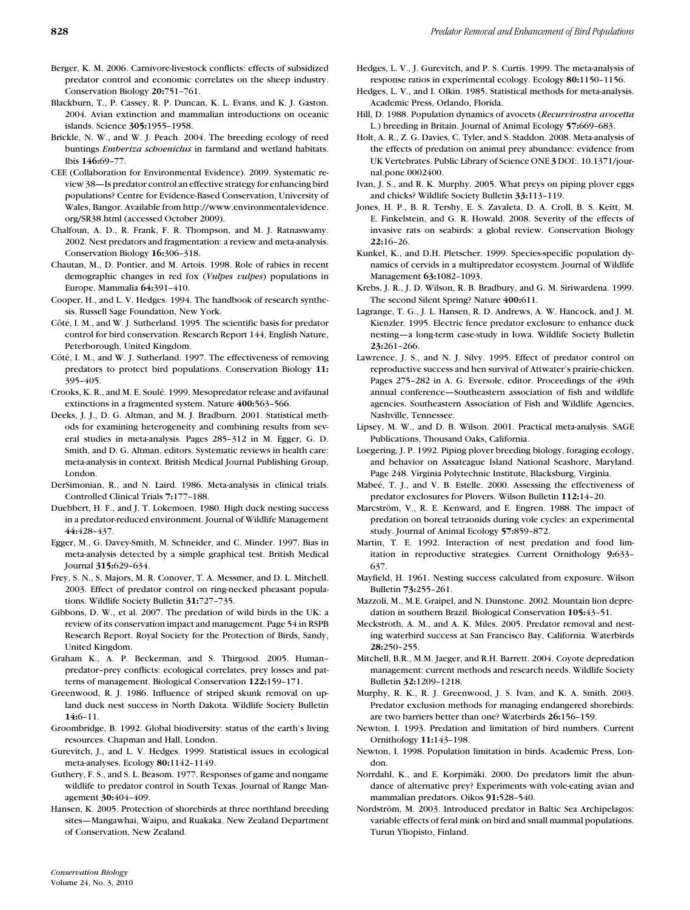Berger, K. M. 2006. Carnivore-livestock conflicts: effects of subsidized predator control and economic correlates on the sheep industry. Conservation Biology **20:**751–761.

Blackburn, T., P. Cassey, R. P. Duncan, K. L. Evans, and K. J. Gaston. 2004. Avian extinction and mammalian introductions on oceanic islands. Science **305:**1955–1958.

Brickle, N. W., and W. J. Peach. 2004. The breeding ecology of reed buntings *Emberiza schoeniclus* in farmland and wetland habitats. Ibis **146:**69–77.

CEE (Collaboration for Environmental Evidence). 2009. Systematic review 38—Is predator control an effective strategy for enhancing bird populations? Centre for Evidence-Based Conservation, University of Wales, Bangor. Available from http://www.environmentalevidence.org/SR38.html (accessed October 2009).

Chalfoun, A. D., R. Frank, F. R. Thompson, and M. J. Ratnaswamy. 2002. Nest predators and fragmentation: a review and meta-analysis. Conservation Biology **16:**306–318.

Chautan, M., D. Pontier, and M. Artois. 1998. Role of rabies in recent demographic changes in red fox (*Vulpes vulpes*) populations in Europe. Mammalia **64:**391–410.

Cooper, H., and L. V. Hedges. 1994. The handbook of research synthesis. Russell Sage Foundation, New York.

Côté, I. M., and W. J. Sutherland. 1995. The scientific basis for predator control for bird conservation. Research Report 144, English Nature, Peterborough, United Kingdom.

Côté, I. M., and W. J. Sutherland. 1997. The effectiveness of removing predators to protect bird populations. Conservation Biology **11:** 395–405.

Crooks, K. R., and M. E. Soulé. 1999. Mesopredator release and avifaunal extinctions in a fragmented system. Nature **400:**563–566.

Deeks, J. J., D. G. Altman, and M. J. Bradburn. 2001. Statistical methods for examining heterogeneity and combining results from several studies in meta-analysis. Pages 285–312 in M. Egger, G. D. Smith, and D. G. Altman, editors. Systematic reviews in health care: meta-analysis in context. British Medical Journal Publishing Group, London.

DerSimonian, R., and N. Laird. 1986. Meta-analysis in clinical trials. Controlled Clinical Trials **7:**177–188.

Duebbert, H. F., and J. T. Lokemoen. 1980. High duck nesting success in a predator-reduced environment. Journal of Wildlife Management **44:**428–437.

Egger, M., G. Davey-Smith, M. Schneider, and C. Minder. 1997. Bias in meta-analysis detected by a simple graphical test. British Medical Journal **315:**629–634.

Frey, S. N., S. Majors, M. R. Conover, T. A. Messmer, and D. L. Mitchell. 2003. Effect of predator control on ring-necked pheasant populations. Wildlife Society Bulletin **31:**727–735.

Gibbons, D. W., et al. 2007. The predation of wild birds in the UK: a review of its conservation impact and management. Page 54 in RSPB Research Report. Royal Society for the Protection of Birds, Sandy, United Kingdom.

Graham K., A. P. Beckerman, and S. Thirgood. 2005. Human–predator–prey conflicts: ecological correlates, prey losses and patterns of management. Biological Conservation **122:**159–171.

Greenwood, R. J. 1986. Influence of striped skunk removal on upland duck nest success in North Dakota. Wildlife Society Bulletin **14:**6–11.

Groombridge, B. 1992. Global biodiversity: status of the earth's living resources. Chapman and Hall, London.

Gurevitch, J., and L. V. Hedges. 1999. Statistical issues in ecological meta-analyses. Ecology **80:**1142–1149.

Guthery, F. S., and S. L. Beasom. 1977. Responses of game and nongame wildlife to predator control in South Texas. Journal of Range Management **30:**404–409.

Hansen, K. 2005. Protection of shorebirds at three northland breeding sites—Mangawhai, Waipu, and Ruakaka. New Zealand Department of Conservation, New Zealand.

Hedges, L. V., J. Gurevitch, and P. S. Curtis. 1999. The meta-analysis of response ratios in experimental ecology. Ecology **80:**1150–1156.

Hedges, L. V., and I. Olkin. 1985. Statistical methods for meta-analysis. Academic Press, Orlando, Florida.

Hill, D. 1988. Population dynamics of avocets (*Recurvirostra avocetta* L.) breeding in Britain. Journal of Animal Ecology **57:**669–683.

Holt, A. R., Z. G. Davies, C. Tyler, and S. Staddon. 2008. Meta-analysis of the effects of predation on animal prey abundance: evidence from UK Vertebrates. Public Library of Science ONE **3** DOI:. 10.1371/journal.pone.0002400.

Ivan, J. S., and R. K. Murphy. 2005. What preys on piping plover eggs and chicks? Wildlife Society Bulletin **33:**113–119.

Jones, H. P., B. R. Tershy, E. S. Zavaleta, D. A. Croll, B. S. Keitt, M. E. Finkelstein, and G. R. Howald. 2008. Severity of the effects of invasive rats on seabirds: a global review. Conservation Biology **22:**16–26.

Kunkel, K., and D.H. Pletscher. 1999. Species-specific population dynamics of cervids in a multipredator ecosystem. Journal of Wildlife Management **63:**1082–1093.

Krebs, J. R., J. D. Wilson, R. B. Bradbury, and G. M. Siriwardena. 1999. The second Silent Spring? Nature **400:**611.

Lagrange, T. G., J. L. Hansen, R. D. Andrews, A. W. Hancock, and J. M. Kienzler. 1995. Electric fence predator exclosure to enhance duck nesting—a long-term case-study in Iowa. Wildlife Society Bulletin **23:**261–266.

Lawrence, J. S., and N. J. Silvy. 1995. Effect of predator control on reproductive success and hen survival of Attwater's prairie-chicken. Pages 275–282 in A. G. Eversole, editor. Proceedings of the 49th annual conference—Southeastern association of fish and wildlife agencies. Southeastern Association of Fish and Wildlife Agencies, Nashville, Tennessee.

Lipsey, M. W., and D. B. Wilson. 2001. Practical meta-analysis. SAGE Publications, Thousand Oaks, California.

Loegering, J. P. 1992. Piping plover breeding biology, foraging ecology, and behavior on Assateague Island National Seashore, Maryland. Page 248. Virginia Polytechnic Institute, Blacksburg, Virginia.

Mabeé, T. J., and V. B. Estelle. 2000. Assessing the effectiveness of predator exclosures for Plovers. Wilson Bulletin **112:**14–20.

Marcström, V., R. E. Kenward, and E. Engren. 1988. The impact of predation on boreal tetraonids during vole cycles: an experimental study. Journal of Animal Ecology **57:**859–872.

Martin, T. E. 1992. Interaction of nest predation and food limitation in reproductive strategies. Current Ornithology **9:**633–637.

Mayfield, H. 1961. Nesting success calculated from exposure. Wilson Bulletin **73:**255–261.

Mazzoli, M., M.E. Graipel, and N. Dunstone. 2002. Mountain lion depredation in southern Brazil. Biological Conservation **105:**43–51.

Meckstroth, A. M., and A. K. Miles. 2005. Predator removal and nesting waterbird success at San Francisco Bay, California. Waterbirds **28:**250–255.

Mitchell, B.R., M.M. Jaeger, and R.H. Barrett. 2004. Coyote depredation management: current methods and research needs. Wildlife Society Bulletin **32:**1209–1218.

Murphy, R. K., R. J. Greenwood, J. S. Ivan, and K. A. Smith. 2003. Predator exclusion methods for managing endangered shorebirds: are two barriers better than one? Waterbirds **26:**156–159.

Newton, I. 1993. Predation and limitation of bird numbers. Current Ornithology **11:**143–198.

Newton, I. 1998. Population limitation in birds. Academic Press, London.

Norrdahl, K., and E. Korpimäki. 2000. Do predators limit the abundance of alternative prey? Experiments with vole-eating avian and mammalian predators. Oikos **91:**528–540.

Nordström, M. 2003. Introduced predator in Baltic Sea Archipelagos: variable effects of feral mink on bird and small mammal populations. Turun Yliopisto, Finland.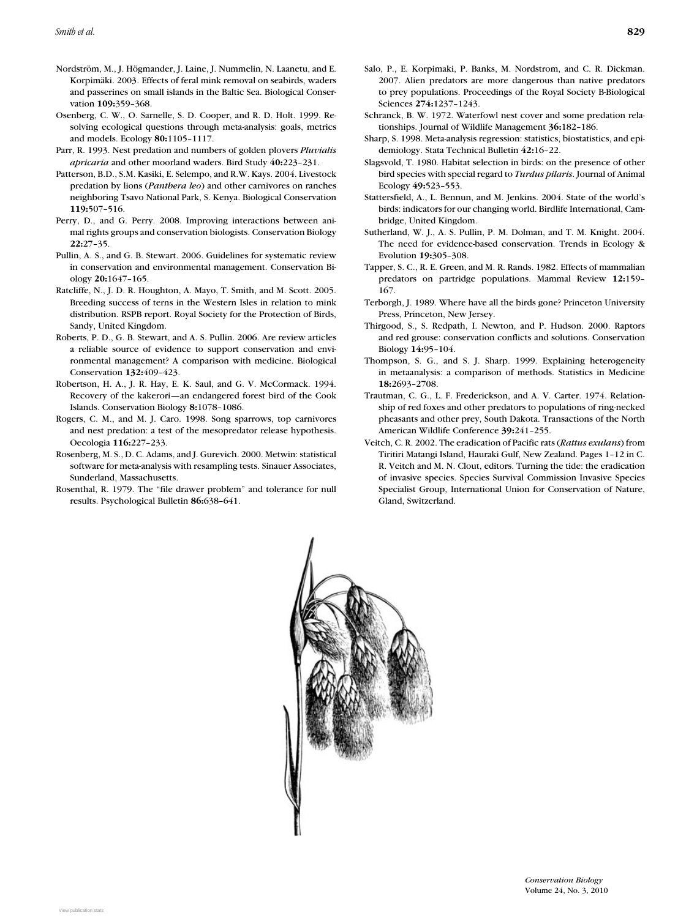Nordström, M., J. Högmander, J. Laine, J. Nummelin, N. Laanetu, and E. Korpimäki. 2003. Effects of feral mink removal on seabirds, waders and passerines on small islands in the Baltic Sea. Biological Conservation **109:**359–368.

Osenberg, C. W., O. Sarnelle, S. D. Cooper, and R. D. Holt. 1999. Resolving ecological questions through meta-analysis: goals, metrics and models. Ecology **80:**1105–1117.

Parr, R. 1993. Nest predation and numbers of golden plovers *Pluvialis apricaria* and other moorland waders. Bird Study **40:**223–231.

Patterson, B.D., S.M. Kasiki, E. Selempo, and R.W. Kays. 2004. Livestock predation by lions (*Panthera leo*) and other carnivores on ranches neighboring Tsavo National Park, S. Kenya. Biological Conservation **119:**507–516.

Perry, D., and G. Perry. 2008. Improving interactions between animal rights groups and conservation biologists. Conservation Biology **22:**27–35.

Pullin, A. S., and G. B. Stewart. 2006. Guidelines for systematic review in conservation and environmental management. Conservation Biology **20:**1647–165.

Ratcliffe, N., J. D. R. Houghton, A. Mayo, T. Smith, and M. Scott. 2005. Breeding success of terns in the Western Isles in relation to mink distribution. RSPB report. Royal Society for the Protection of Birds, Sandy, United Kingdom.

Roberts, P. D., G. B. Stewart, and A. S. Pullin. 2006. Are review articles a reliable source of evidence to support conservation and environmental management? A comparison with medicine. Biological Conservation **132:**409–423.

Robertson, H. A., J. R. Hay, E. K. Saul, and G. V. McCormack. 1994. Recovery of the kakerori—an endangered forest bird of the Cook Islands. Conservation Biology **8:**1078–1086.

Rogers, C. M., and M. J. Caro. 1998. Song sparrows, top carnivores and nest predation: a test of the mesopredator release hypothesis. Oecologia **116:**227–233.

Rosenberg, M. S., D. C. Adams, and J. Gurevich. 2000. Metwin: statistical software for meta-analysis with resampling tests. Sinauer Associates, Sunderland, Massachusetts.

Rosenthal, R. 1979. The "file drawer problem" and tolerance for null results. Psychological Bulletin **86:**638–641.

Salo, P., E. Korpimaki, P. Banks, M. Nordstrom, and C. R. Dickman. 2007. Alien predators are more dangerous than native predators to prey populations. Proceedings of the Royal Society B-Biological Sciences **274:**1237–1243.

Schranck, B. W. 1972. Waterfowl nest cover and some predation relationships. Journal of Wildlife Management **36:**182–186.

Sharp, S. 1998. Meta-analysis regression: statistics, biostatistics, and epidemiology. Stata Technical Bulletin **42:**16–22.

Slagsvold, T. 1980. Habitat selection in birds: on the presence of other bird species with special regard to *Turdus pilaris*. Journal of Animal Ecology **49:**523–553.

Stattersfield, A., L. Bennun, and M. Jenkins. 2004. State of the world's birds: indicators for our changing world. Birdlife International, Cambridge, United Kingdom.

Sutherland, W. J., A. S. Pullin, P. M. Dolman, and T. M. Knight. 2004. The need for evidence-based conservation. Trends in Ecology & Evolution **19:**305–308.

Tapper, S. C., R. E. Green, and M. R. Rands. 1982. Effects of mammalian predators on partridge populations. Mammal Review **12:**159–167.

Terborgh, J. 1989. Where have all the birds gone? Princeton University Press, Princeton, New Jersey.

Thirgood, S., S. Redpath, I. Newton, and P. Hudson. 2000. Raptors and red grouse: conservation conflicts and solutions. Conservation Biology **14:**95–104.

Thompson, S. G., and S. J. Sharp. 1999. Explaining heterogeneity in metaanalysis: a comparison of methods. Statistics in Medicine **18:**2693–2708.

Trautman, C. G., L. F. Frederickson, and A. V. Carter. 1974. Relationship of red foxes and other predators to populations of ring-necked pheasants and other prey, South Dakota. Transactions of the North American Wildlife Conference **39:**241–255.

Veitch, C. R. 2002. The eradication of Pacific rats (*Rattus exulans*) from Tiritiri Matangi Island, Hauraki Gulf, New Zealand. Pages 1–12 in C. R. Veitch and M. N. Clout, editors. Turning the tide: the eradication of invasive species. Species Survival Commission Invasive Species Specialist Group, International Union for Conservation of Nature, Gland, Switzerland.